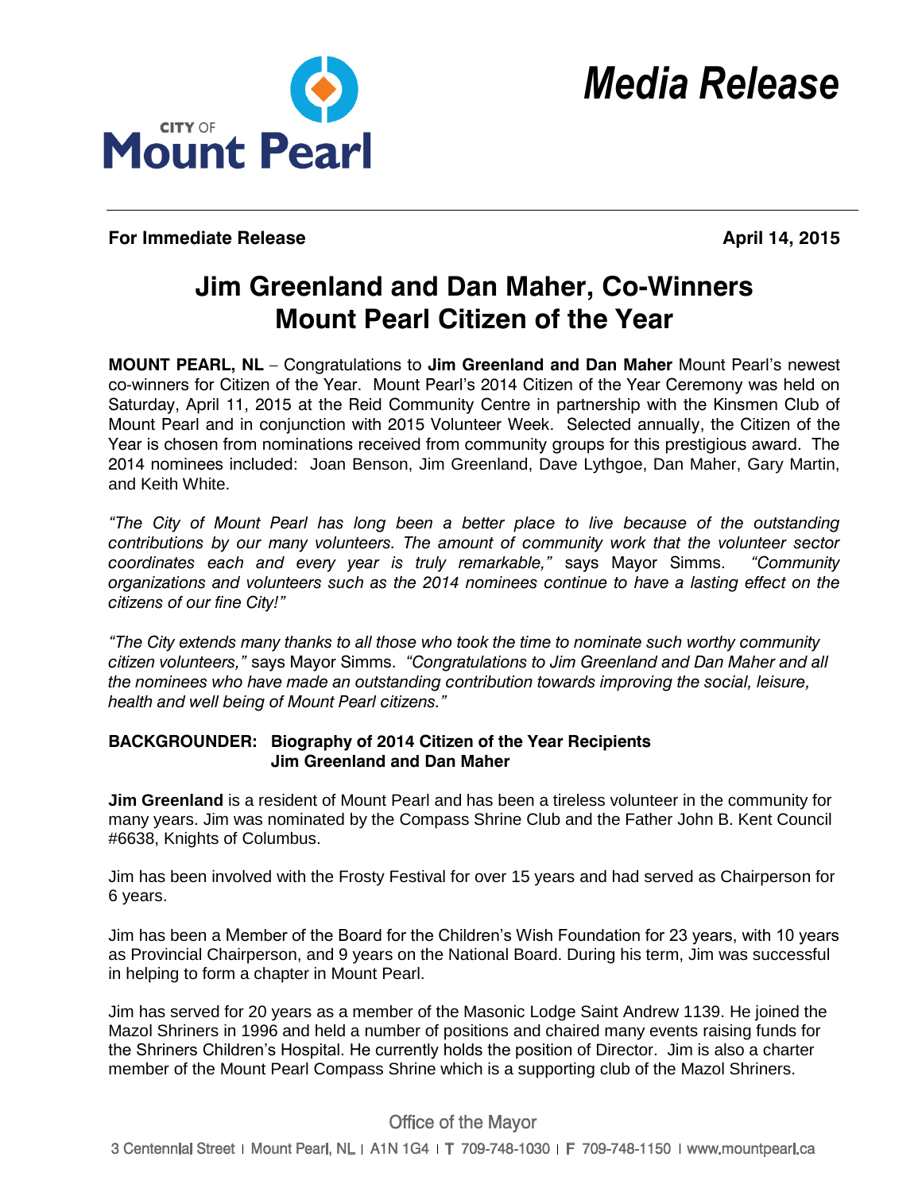CITY OF **Mount Pearl**

# *Media Release*

**For Immediate Release** **April 14, 2015**

## Jim Greenland and Dan Maher, Co-Winners Mount Pearl Citizen of the Year

**MOUNT PEARL, NL** – Congratulations to **Jim Greenland and Dan Maher** Mount Pearl's newest co-winners for Citizen of the Year. Mount Pearl's 2014 Citizen of the Year Ceremony was held on Saturday, April 11, 2015 at the Reid Community Centre in partnership with the Kinsmen Club of Mount Pearl and in conjunction with 2015 Volunteer Week. Selected annually, the Citizen of the Year is chosen from nominations received from community groups for this prestigious award. The 2014 nominees included: Joan Benson, Jim Greenland, Dave Lythgoe, Dan Maher, Gary Martin, and Keith White.

*"The City of Mount Pearl has long been a better place to live because of the outstanding contributions by our many volunteers. The amount of community work that the volunteer sector coordinates each and every year is truly remarkable,"* says Mayor Simms. *"Community organizations and volunteers such as the 2014 nominees continue to have a lasting effect on the citizens of our fine City!"*

*"The City extends many thanks to all those who took the time to nominate such worthy community citizen volunteers,"* says Mayor Simms. *"Congratulations to Jim Greenland and Dan Maher and all the nominees who have made an outstanding contribution towards improving the social, leisure, health and well being of Mount Pearl citizens."*

### BACKGROUNDER: Biography of 2014 Citizen of the Year Recipients Jim Greenland and Dan Maher

**Jim Greenland** is a resident of Mount Pearl and has been a tireless volunteer in the community for many years. Jim was nominated by the Compass Shrine Club and the Father John B. Kent Council #6638, Knights of Columbus.

Jim has been involved with the Frosty Festival for over 15 years and had served as Chairperson for 6 years.

Jim has been a Member of the Board for the Children's Wish Foundation for 23 years, with 10 years as Provincial Chairperson, and 9 years on the National Board. During his term, Jim was successful in helping to form a chapter in Mount Pearl.

Jim has served for 20 years as a member of the Masonic Lodge Saint Andrew 1139. He joined the Mazol Shriners in 1996 and held a number of positions and chaired many events raising funds for the Shriners Children's Hospital. He currently holds the position of Director. Jim is also a charter member of the Mount Pearl Compass Shrine which is a supporting club of the Mazol Shriners.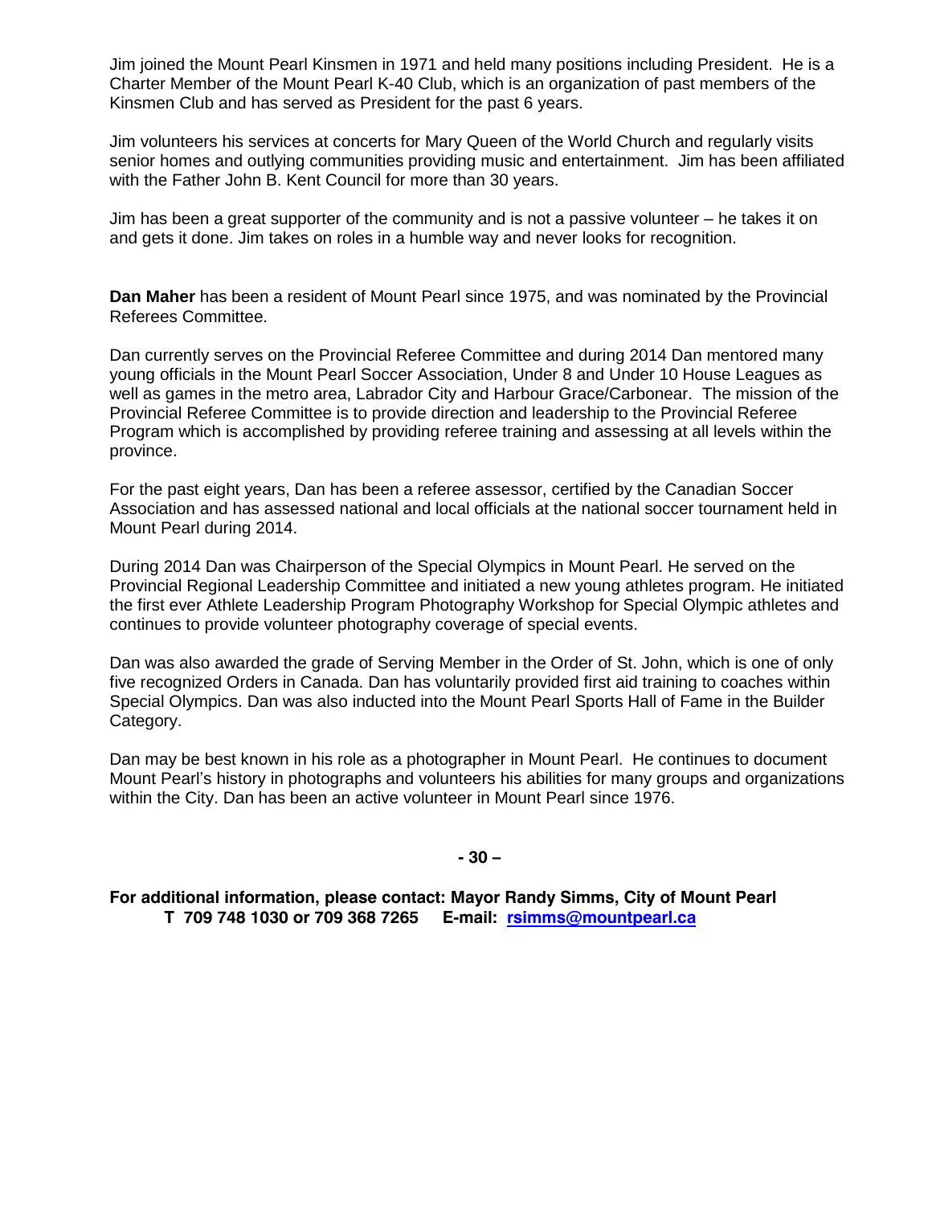Jim joined the Mount Pearl Kinsmen in 1971 and held many positions including President. He is a Charter Member of the Mount Pearl K-40 Club, which is an organization of past members of the Kinsmen Club and has served as President for the past 6 years.

Jim volunteers his services at concerts for Mary Queen of the World Church and regularly visits senior homes and outlying communities providing music and entertainment. Jim has been affiliated with the Father John B. Kent Council for more than 30 years.

Jim has been a great supporter of the community and is not a passive volunteer – he takes it on and gets it done. Jim takes on roles in a humble way and never looks for recognition.

**Dan Maher** has been a resident of Mount Pearl since 1975, and was nominated by the Provincial Referees Committee.

Dan currently serves on the Provincial Referee Committee and during 2014 Dan mentored many young officials in the Mount Pearl Soccer Association, Under 8 and Under 10 House Leagues as well as games in the metro area, Labrador City and Harbour Grace/Carbonear. The mission of the Provincial Referee Committee is to provide direction and leadership to the Provincial Referee Program which is accomplished by providing referee training and assessing at all levels within the province.

For the past eight years, Dan has been a referee assessor, certified by the Canadian Soccer Association and has assessed national and local officials at the national soccer tournament held in Mount Pearl during 2014.

During 2014 Dan was Chairperson of the Special Olympics in Mount Pearl. He served on the Provincial Regional Leadership Committee and initiated a new young athletes program. He initiated the first ever Athlete Leadership Program Photography Workshop for Special Olympic athletes and continues to provide volunteer photography coverage of special events.

Dan was also awarded the grade of Serving Member in the Order of St. John, which is one of only five recognized Orders in Canada. Dan has voluntarily provided first aid training to coaches within Special Olympics. Dan was also inducted into the Mount Pearl Sports Hall of Fame in the Builder Category.

Dan may be best known in his role as a photographer in Mount Pearl. He continues to document Mount Pearl's history in photographs and volunteers his abilities for many groups and organizations within the City. Dan has been an active volunteer in Mount Pearl since 1976.

**- 30 –**

**For additional information, please contact: Mayor Randy Simms, City of Mount Pearl**
**T 709 748 1030 or 709 368 7265 E-mail: rsimms@mountpearl.ca**